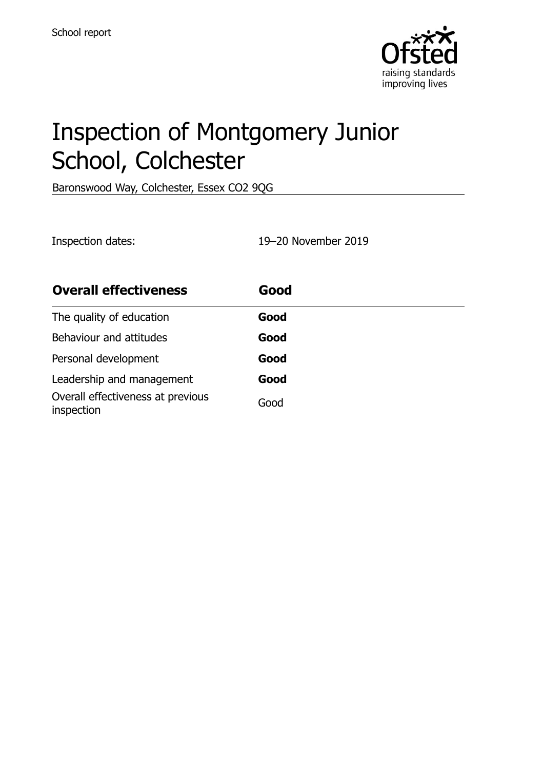School report

# Inspection of Montgomery Junior School, Colchester

Baronswood Way, Colchester, Essex CO2 9QG

Inspection dates: 19–20 November 2019

| **Overall effectiveness** | **Good** |
| --- | --- |
| The quality of education | **Good** |
| Behaviour and attitudes | **Good** |
| Personal development | **Good** |
| Leadership and management | **Good** |
| Overall effectiveness at previous inspection | Good |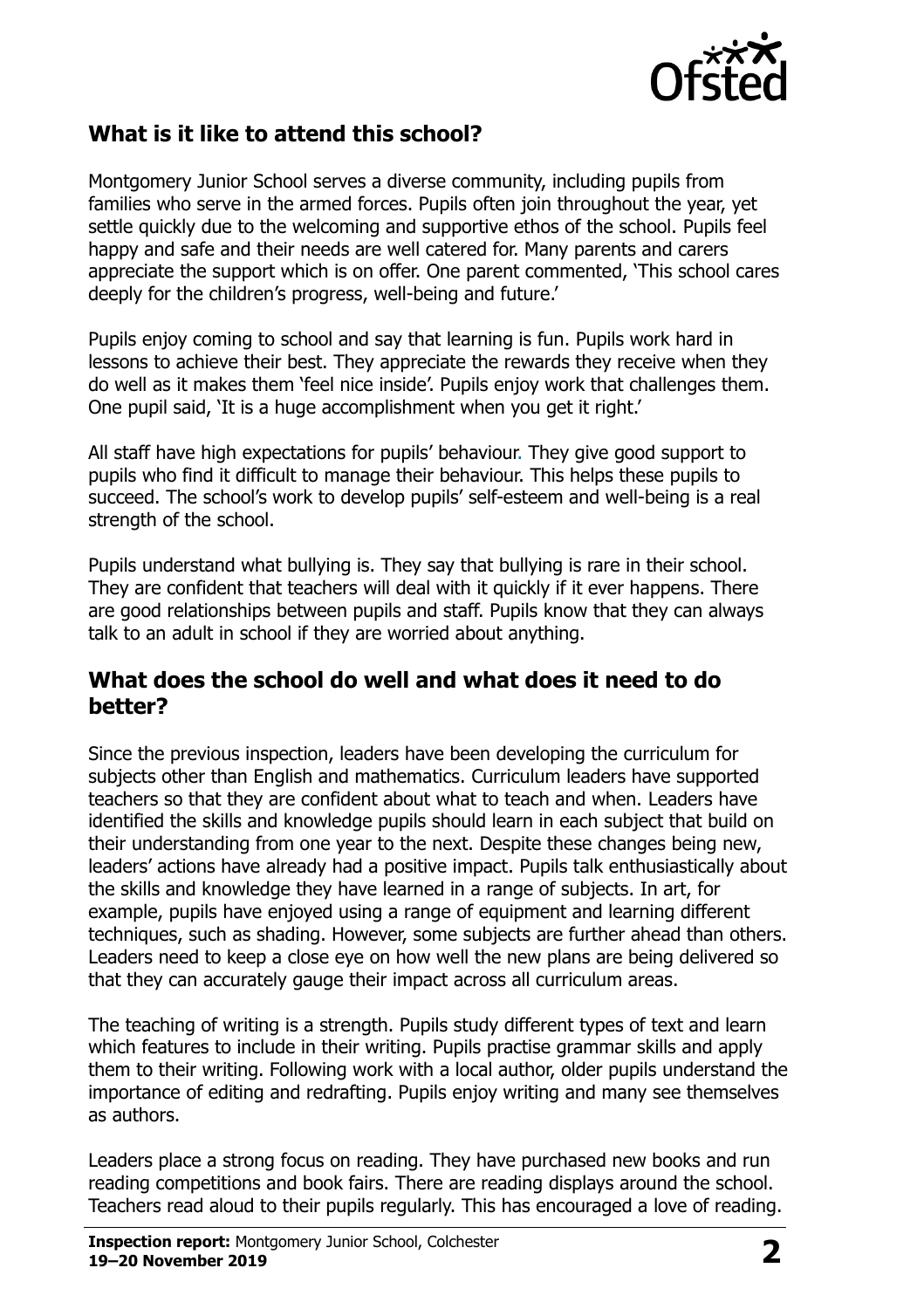## What is it like to attend this school?

Montgomery Junior School serves a diverse community, including pupils from families who serve in the armed forces. Pupils often join throughout the year, yet settle quickly due to the welcoming and supportive ethos of the school. Pupils feel happy and safe and their needs are well catered for. Many parents and carers appreciate the support which is on offer. One parent commented, 'This school cares deeply for the children's progress, well-being and future.'

Pupils enjoy coming to school and say that learning is fun. Pupils work hard in lessons to achieve their best. They appreciate the rewards they receive when they do well as it makes them 'feel nice inside'. Pupils enjoy work that challenges them. One pupil said, 'It is a huge accomplishment when you get it right.'

All staff have high expectations for pupils' behaviour. They give good support to pupils who find it difficult to manage their behaviour. This helps these pupils to succeed. The school's work to develop pupils' self-esteem and well-being is a real strength of the school.

Pupils understand what bullying is. They say that bullying is rare in their school. They are confident that teachers will deal with it quickly if it ever happens. There are good relationships between pupils and staff. Pupils know that they can always talk to an adult in school if they are worried about anything.

## What does the school do well and what does it need to do better?

Since the previous inspection, leaders have been developing the curriculum for subjects other than English and mathematics. Curriculum leaders have supported teachers so that they are confident about what to teach and when. Leaders have identified the skills and knowledge pupils should learn in each subject that build on their understanding from one year to the next. Despite these changes being new, leaders' actions have already had a positive impact. Pupils talk enthusiastically about the skills and knowledge they have learned in a range of subjects. In art, for example, pupils have enjoyed using a range of equipment and learning different techniques, such as shading. However, some subjects are further ahead than others. Leaders need to keep a close eye on how well the new plans are being delivered so that they can accurately gauge their impact across all curriculum areas.

The teaching of writing is a strength. Pupils study different types of text and learn which features to include in their writing. Pupils practise grammar skills and apply them to their writing. Following work with a local author, older pupils understand the importance of editing and redrafting. Pupils enjoy writing and many see themselves as authors.

Leaders place a strong focus on reading. They have purchased new books and run reading competitions and book fairs. There are reading displays around the school. Teachers read aloud to their pupils regularly. This has encouraged a love of reading.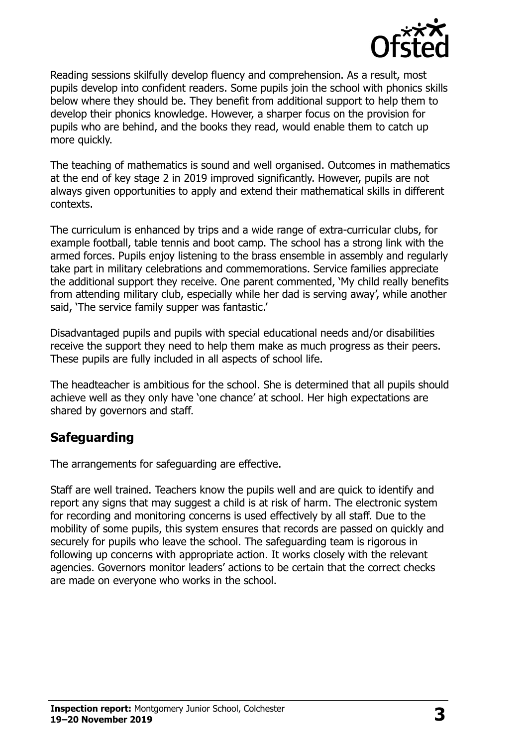Reading sessions skilfully develop fluency and comprehension. As a result, most pupils develop into confident readers. Some pupils join the school with phonics skills below where they should be. They benefit from additional support to help them to develop their phonics knowledge. However, a sharper focus on the provision for pupils who are behind, and the books they read, would enable them to catch up more quickly.

The teaching of mathematics is sound and well organised. Outcomes in mathematics at the end of key stage 2 in 2019 improved significantly. However, pupils are not always given opportunities to apply and extend their mathematical skills in different contexts.

The curriculum is enhanced by trips and a wide range of extra-curricular clubs, for example football, table tennis and boot camp. The school has a strong link with the armed forces. Pupils enjoy listening to the brass ensemble in assembly and regularly take part in military celebrations and commemorations. Service families appreciate the additional support they receive. One parent commented, 'My child really benefits from attending military club, especially while her dad is serving away', while another said, 'The service family supper was fantastic.'

Disadvantaged pupils and pupils with special educational needs and/or disabilities receive the support they need to help them make as much progress as their peers. These pupils are fully included in all aspects of school life.

The headteacher is ambitious for the school. She is determined that all pupils should achieve well as they only have 'one chance' at school. Her high expectations are shared by governors and staff.

## Safeguarding

The arrangements for safeguarding are effective.

Staff are well trained. Teachers know the pupils well and are quick to identify and report any signs that may suggest a child is at risk of harm. The electronic system for recording and monitoring concerns is used effectively by all staff. Due to the mobility of some pupils, this system ensures that records are passed on quickly and securely for pupils who leave the school. The safeguarding team is rigorous in following up concerns with appropriate action. It works closely with the relevant agencies. Governors monitor leaders' actions to be certain that the correct checks are made on everyone who works in the school.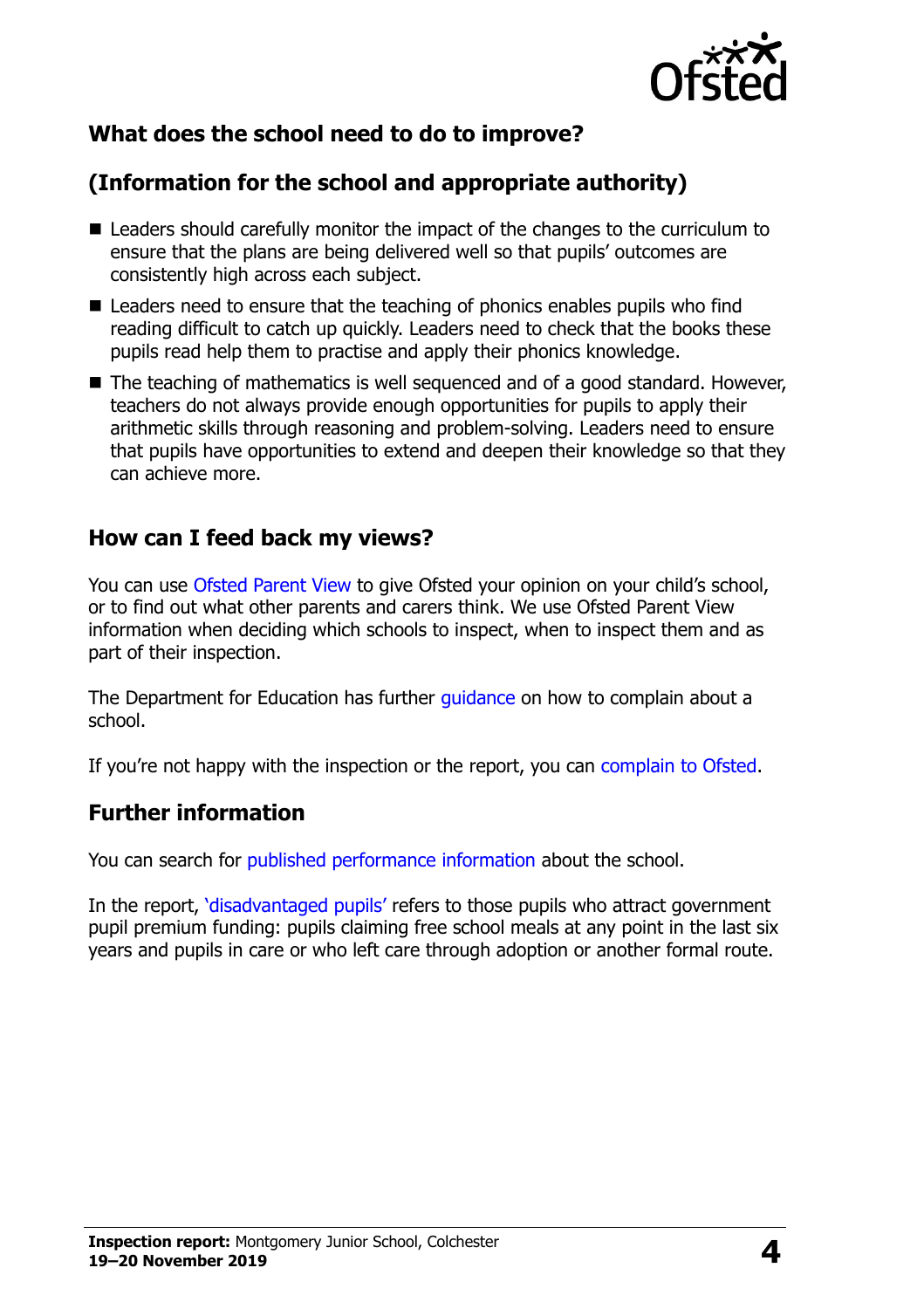## What does the school need to do to improve?

## (Information for the school and appropriate authority)

- Leaders should carefully monitor the impact of the changes to the curriculum to ensure that the plans are being delivered well so that pupils' outcomes are consistently high across each subject.
- Leaders need to ensure that the teaching of phonics enables pupils who find reading difficult to catch up quickly. Leaders need to check that the books these pupils read help them to practise and apply their phonics knowledge.
- The teaching of mathematics is well sequenced and of a good standard. However, teachers do not always provide enough opportunities for pupils to apply their arithmetic skills through reasoning and problem-solving. Leaders need to ensure that pupils have opportunities to extend and deepen their knowledge so that they can achieve more.

## How can I feed back my views?

You can use Ofsted Parent View to give Ofsted your opinion on your child's school, or to find out what other parents and carers think. We use Ofsted Parent View information when deciding which schools to inspect, when to inspect them and as part of their inspection.

The Department for Education has further guidance on how to complain about a school.

If you're not happy with the inspection or the report, you can complain to Ofsted.

## Further information

You can search for published performance information about the school.

In the report, 'disadvantaged pupils' refers to those pupils who attract government pupil premium funding: pupils claiming free school meals at any point in the last six years and pupils in care or who left care through adoption or another formal route.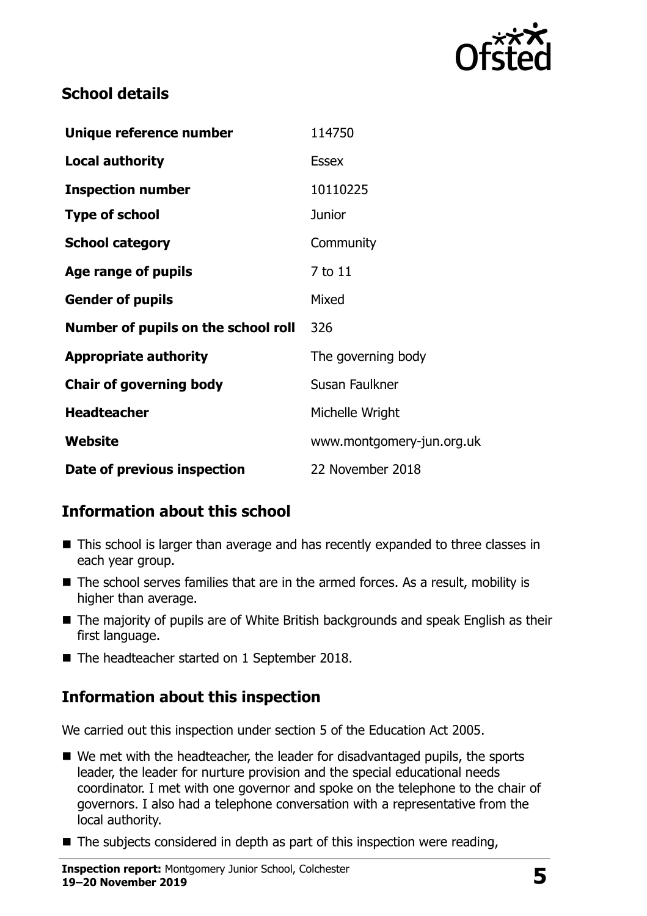## School details

| | |
|---|---|
| **Unique reference number** | 114750 |
| **Local authority** | Essex |
| **Inspection number** | 10110225 |
| **Type of school** | Junior |
| **School category** | Community |
| **Age range of pupils** | 7 to 11 |
| **Gender of pupils** | Mixed |
| **Number of pupils on the school roll** | 326 |
| **Appropriate authority** | The governing body |
| **Chair of governing body** | Susan Faulkner |
| **Headteacher** | Michelle Wright |
| **Website** | www.montgomery-jun.org.uk |
| **Date of previous inspection** | 22 November 2018 |

## Information about this school

- This school is larger than average and has recently expanded to three classes in each year group.
- The school serves families that are in the armed forces. As a result, mobility is higher than average.
- The majority of pupils are of White British backgrounds and speak English as their first language.
- The headteacher started on 1 September 2018.

## Information about this inspection

We carried out this inspection under section 5 of the Education Act 2005.

- We met with the headteacher, the leader for disadvantaged pupils, the sports leader, the leader for nurture provision and the special educational needs coordinator. I met with one governor and spoke on the telephone to the chair of governors. I also had a telephone conversation with a representative from the local authority.
- The subjects considered in depth as part of this inspection were reading,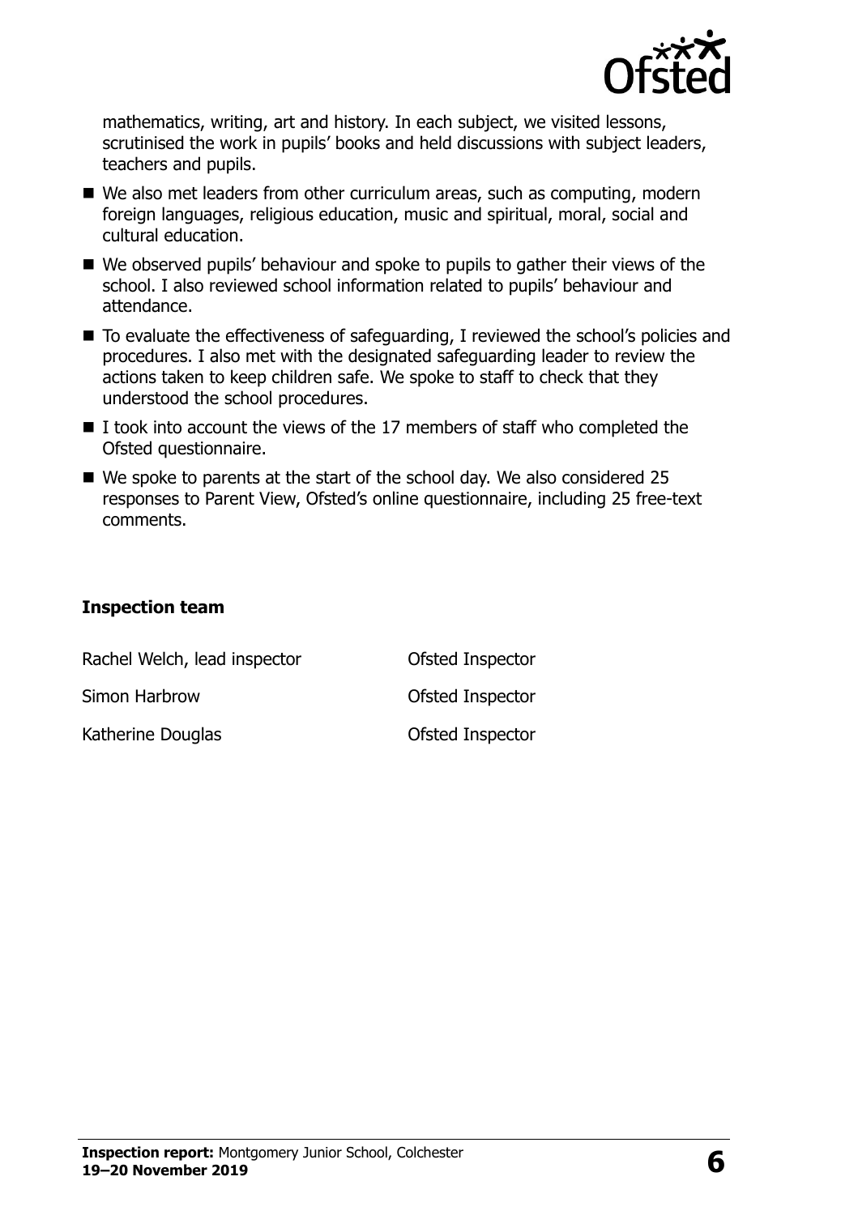mathematics, writing, art and history. In each subject, we visited lessons, scrutinised the work in pupils' books and held discussions with subject leaders, teachers and pupils.

- We also met leaders from other curriculum areas, such as computing, modern foreign languages, religious education, music and spiritual, moral, social and cultural education.
- We observed pupils' behaviour and spoke to pupils to gather their views of the school. I also reviewed school information related to pupils' behaviour and attendance.
- To evaluate the effectiveness of safeguarding, I reviewed the school's policies and procedures. I also met with the designated safeguarding leader to review the actions taken to keep children safe. We spoke to staff to check that they understood the school procedures.
- I took into account the views of the 17 members of staff who completed the Ofsted questionnaire.
- We spoke to parents at the start of the school day. We also considered 25 responses to Parent View, Ofsted's online questionnaire, including 25 free-text comments.

## Inspection team

| | |
|---|---|
| Rachel Welch, lead inspector | Ofsted Inspector |
| Simon Harbrow | Ofsted Inspector |
| Katherine Douglas | Ofsted Inspector |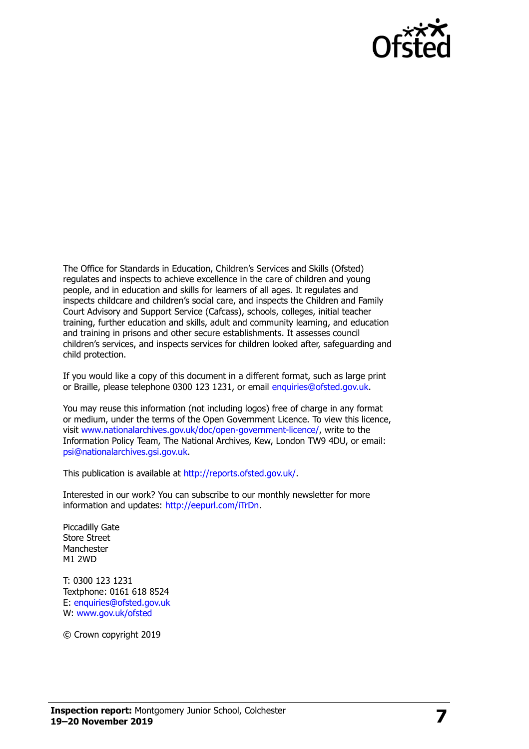The Office for Standards in Education, Children's Services and Skills (Ofsted) regulates and inspects to achieve excellence in the care of children and young people, and in education and skills for learners of all ages. It regulates and inspects childcare and children's social care, and inspects the Children and Family Court Advisory and Support Service (Cafcass), schools, colleges, initial teacher training, further education and skills, adult and community learning, and education and training in prisons and other secure establishments. It assesses council children's services, and inspects services for children looked after, safeguarding and child protection.

If you would like a copy of this document in a different format, such as large print or Braille, please telephone 0300 123 1231, or email enquiries@ofsted.gov.uk.

You may reuse this information (not including logos) free of charge in any format or medium, under the terms of the Open Government Licence. To view this licence, visit www.nationalarchives.gov.uk/doc/open-government-licence/, write to the Information Policy Team, The National Archives, Kew, London TW9 4DU, or email: psi@nationalarchives.gsi.gov.uk.

This publication is available at http://reports.ofsted.gov.uk/.

Interested in our work? You can subscribe to our monthly newsletter for more information and updates: http://eepurl.com/iTrDn.

Piccadilly Gate
Store Street
Manchester
M1 2WD

T: 0300 123 1231
Textphone: 0161 618 8524
E: enquiries@ofsted.gov.uk
W: www.gov.uk/ofsted

© Crown copyright 2019